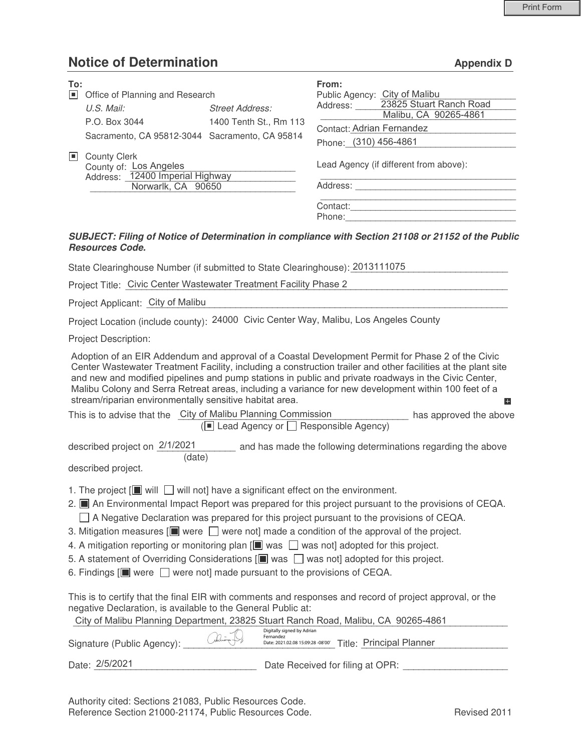# Notice of Determination

**Appendix D**

**To:**

[■] Office of Planning and Research

*U.S. Mail:*
P.O. Box 3044
Sacramento, CA 95812-3044

*Street Address:*
1400 Tenth St., Rm 113
Sacramento, CA 95814

[■] County Clerk
County of: Los Angeles
Address: 12400 Imperial Highway
Norwarlk, CA 90650

**From:**

Public Agency: City of Malibu
Address: 23825 Stuart Ranch Road
Malibu, CA 90265-4861
Contact: Adrian Fernandez
Phone: (310) 456-4861

Lead Agency (if different from above):
Address:
Contact:
Phone:

***SUBJECT: Filing of Notice of Determination in compliance with Section 21108 or 21152 of the Public Resources Code.***

State Clearinghouse Number (if submitted to State Clearinghouse): 2013111075

Project Title: Civic Center Wastewater Treatment Facility Phase 2

Project Applicant: City of Malibu

Project Location (include county): 24000 Civic Center Way, Malibu, Los Angeles County

Project Description:

Adoption of an EIR Addendum and approval of a Coastal Development Permit for Phase 2 of the Civic Center Wastewater Treatment Facility, including a construction trailer and other facilities at the plant site and new and modified pipelines and pump stations in public and private roadways in the Civic Center, Malibu Colony and Serra Retreat areas, including a variance for new development within 100 feet of a stream/riparian environmentally sensitive habitat area.

This is to advise that the City of Malibu Planning Commission has approved the above ([■] Lead Agency or [ ] Responsible Agency)

described project on 2/1/2021 (date) and has made the following determinations regarding the above described project.

1. The project [■ will [ ] will not] have a significant effect on the environment.
2. [■] An Environmental Impact Report was prepared for this project pursuant to the provisions of CEQA.
   [ ] A Negative Declaration was prepared for this project pursuant to the provisions of CEQA.
3. Mitigation measures [■ were [ ] were not] made a condition of the approval of the project.
4. A mitigation reporting or monitoring plan [■ was [ ] was not] adopted for this project.
5. A statement of Overriding Considerations [■ was [ ] was not] adopted for this project.
6. Findings [■ were [ ] were not] made pursuant to the provisions of CEQA.

This is to certify that the final EIR with comments and responses and record of project approval, or the negative Declaration, is available to the General Public at:

City of Malibu Planning Department, 23825 Stuart Ranch Road, Malibu, CA 90265-4861

Signature (Public Agency): Digitally signed by Adrian Fernandez Date: 2021.02.08 15:09:28 -08'00' Title: Principal Planner

Date: 2/5/2021 Date Received for filing at OPR:

Authority cited: Sections 21083, Public Resources Code.
Reference Section 21000-21174, Public Resources Code.

Revised 2011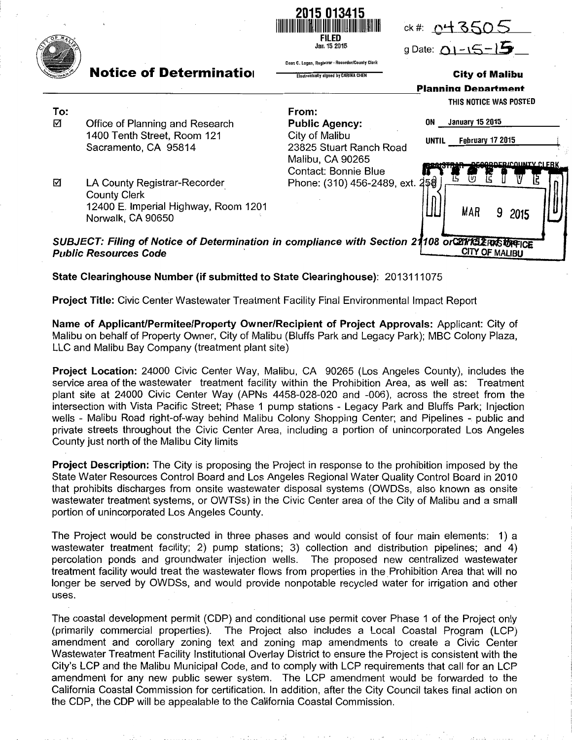2015 013415

FILED
Jan 15 2015

Dean C. Logan, Registrar – Recorder/County Clerk

Electronically signed by CARINA CHEN

ck #: 043505

g Date: 01-15-15

# Notice of Determination

**City of Malibu**
**Planning Department**

THIS NOTICE WAS POSTED

ON January 15 2015

UNTIL February 17 2015

REGISTRAR - RECORDER/COUNTY CLERK

RECEIVED
MAR 9 2015
CITY CLERK'S OFFICE
CITY OF MALIBU

**To:**

☑ Office of Planning and Research
1400 Tenth Street, Room 121
Sacramento, CA 95814

☑ LA County Registrar-Recorder
County Clerk
12400 E. Imperial Highway, Room 1201
Norwalk, CA 90650

**From:**
**Public Agency:**
City of Malibu
23825 Stuart Ranch Road
Malibu, CA 90265
Contact: Bonnie Blue
Phone: (310) 456-2489, ext. 258

***SUBJECT: Filing of Notice of Determination in compliance with Section 21108 or 21152 of the Public Resources Code***

**State Clearinghouse Number (if submitted to State Clearinghouse)**: 2013111075

**Project Title:** Civic Center Wastewater Treatment Facility Final Environmental Impact Report

**Name of Applicant/Permitee/Property Owner/Recipient of Project Approvals:** Applicant: City of Malibu on behalf of Property Owner, City of Malibu (Bluffs Park and Legacy Park); MBC Colony Plaza, LLC and Malibu Bay Company (treatment plant site)

**Project Location:** 24000 Civic Center Way, Malibu, CA 90265 (Los Angeles County), includes the service area of the wastewater treatment facility within the Prohibition Area, as well as: Treatment plant site at 24000 Civic Center Way (APNs 4458-028-020 and -006), across the street from the intersection with Vista Pacific Street; Phase 1 pump stations - Legacy Park and Bluffs Park; Injection wells - Malibu Road right-of-way behind Malibu Colony Shopping Center; and Pipelines - public and private streets throughout the Civic Center Area, including a portion of unincorporated Los Angeles County just north of the Malibu City limits

**Project Description:** The City is proposing the Project in response to the prohibition imposed by the State Water Resources Control Board and Los Angeles Regional Water Quality Control Board in 2010 that prohibits discharges from onsite wastewater disposal systems (OWDSs, also known as onsite wastewater treatment systems, or OWTSs) in the Civic Center area of the City of Malibu and a small portion of unincorporated Los Angeles County.

The Project would be constructed in three phases and would consist of four main elements: 1) a wastewater treatment facility; 2) pump stations; 3) collection and distribution pipelines; and 4) percolation ponds and groundwater injection wells. The proposed new centralized wastewater treatment facility would treat the wastewater flows from properties in the Prohibition Area that will no longer be served by OWDSs, and would provide nonpotable recycled water for irrigation and other uses.

The coastal development permit (CDP) and conditional use permit cover Phase 1 of the Project only (primarily commercial properties). The Project also includes a Local Coastal Program (LCP) amendment and corollary zoning text and zoning map amendments to create a Civic Center Wastewater Treatment Facility Institutional Overlay District to ensure the Project is consistent with the City's LCP and the Malibu Municipal Code, and to comply with LCP requirements that call for an LCP amendment for any new public sewer system. The LCP amendment would be forwarded to the California Coastal Commission for certification. In addition, after the City Council takes final action on the CDP, the CDP will be appealable to the California Coastal Commission.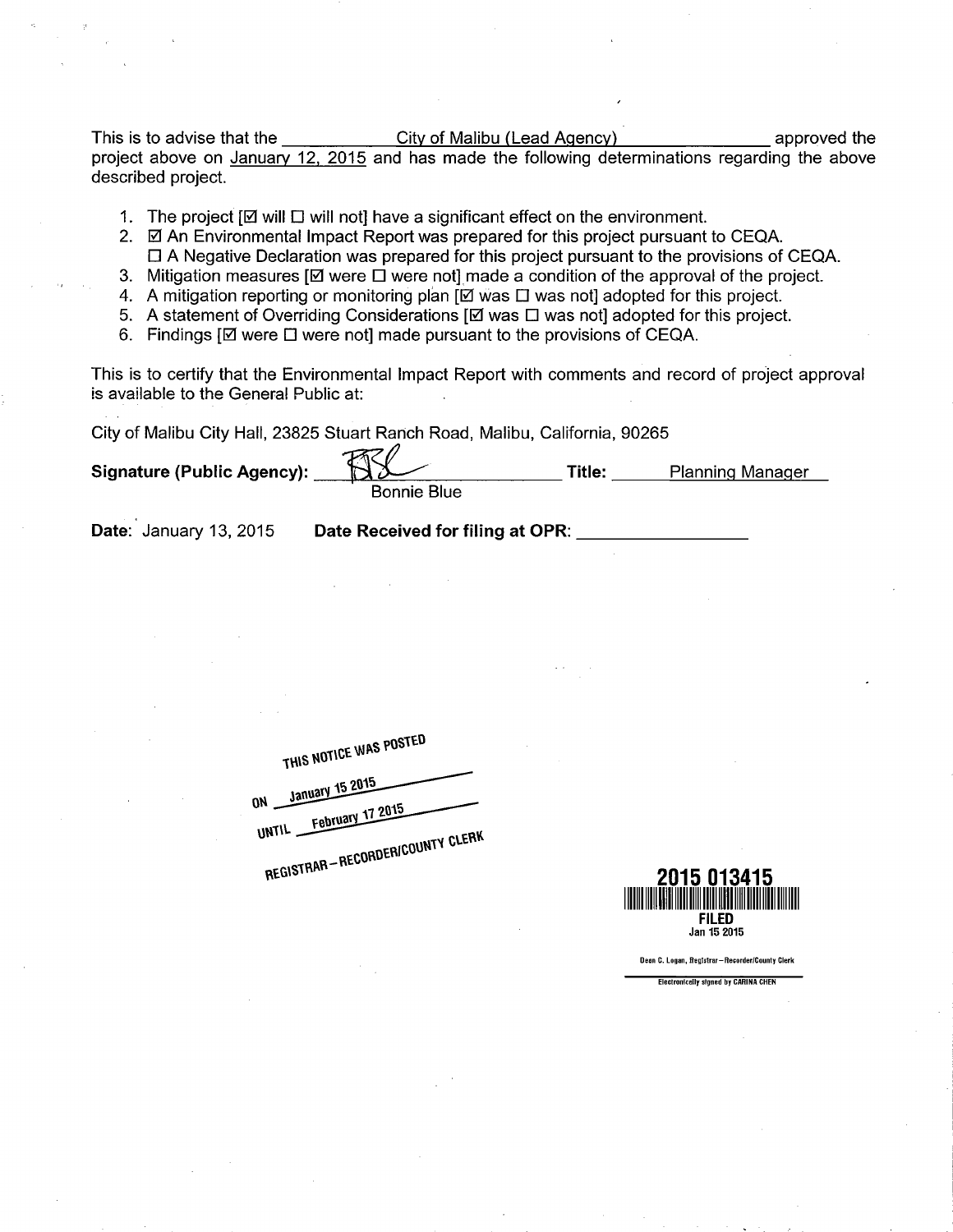This is to advise that the City of Malibu (Lead Agency) approved the project above on January 12, 2015 and has made the following determinations regarding the above described project.

1. The project [☑ will ☐ will not] have a significant effect on the environment.
2. ☑ An Environmental Impact Report was prepared for this project pursuant to CEQA.
   ☐ A Negative Declaration was prepared for this project pursuant to the provisions of CEQA.
3. Mitigation measures [☑ were ☐ were not] made a condition of the approval of the project.
4. A mitigation reporting or monitoring plan [☑ was ☐ was not] adopted for this project.
5. A statement of Overriding Considerations [☑ was ☐ was not] adopted for this project.
6. Findings [☑ were ☐ were not] made pursuant to the provisions of CEQA.

This is to certify that the Environmental Impact Report with comments and record of project approval is available to the General Public at:

City of Malibu City Hall, 23825 Stuart Ranch Road, Malibu, California, 90265

**Signature (Public Agency):** Bonnie Blue **Title:** Planning Manager

**Date:** January 13, 2015 **Date Received for filing at OPR:** ________________

THIS NOTICE WAS POSTED
ON January 15 2015
UNTIL February 17 2015
REGISTRAR – RECORDER/COUNTY CLERK

2015 013415
FILED
Jan 15 2015
Dean C. Logan, Registrar – Recorder/County Clerk
Electronically signed by CARINA CHEN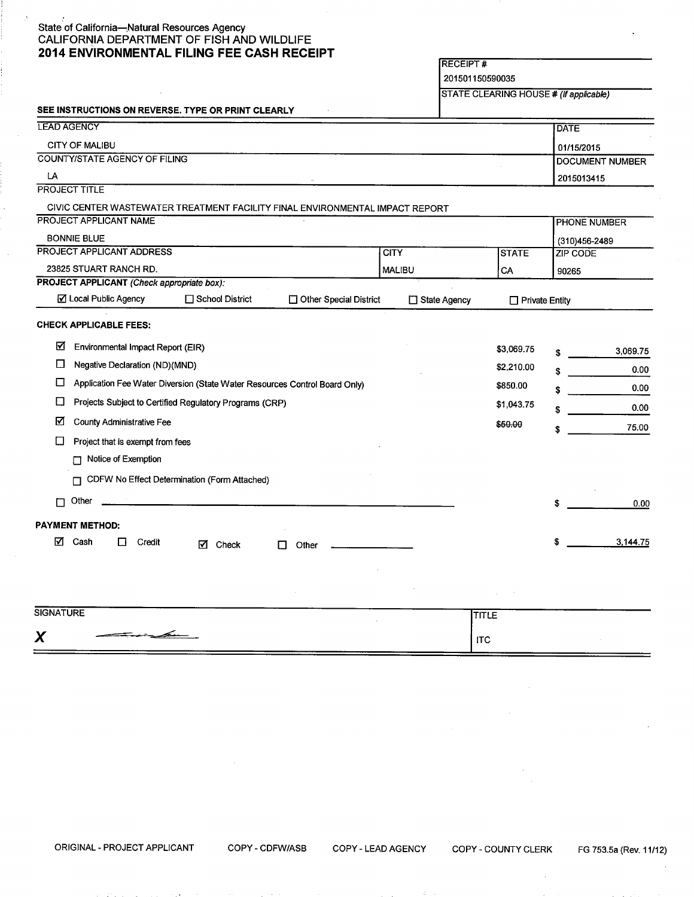State of California—Natural Resources Agency
CALIFORNIA DEPARTMENT OF FISH AND WILDLIFE
**2014 ENVIRONMENTAL FILING FEE CASH RECEIPT**

RECEIPT #
201501150590035

STATE CLEARING HOUSE # *(If applicable)*

**SEE INSTRUCTIONS ON REVERSE. TYPE OR PRINT CLEARLY**

| | | | |
|---|---|---|---|
| LEAD AGENCY<br>CITY OF MALIBU | | | DATE<br>01/15/2015 |
| COUNTY/STATE AGENCY OF FILING<br>LA | | | DOCUMENT NUMBER<br>2015013415 |
| PROJECT TITLE<br>CIVIC CENTER WASTEWATER TREATMENT FACILITY FINAL ENVIRONMENTAL IMPACT REPORT | | | |
| PROJECT APPLICANT NAME<br>BONNIE BLUE | | | PHONE NUMBER<br>(310)456-2489 |
| PROJECT APPLICANT ADDRESS<br>23825 STUART RANCH RD. | CITY<br>MALIBU | STATE<br>CA | ZIP CODE<br>90265 |

**PROJECT APPLICANT** *(Check appropriate box):*

☑ Local Public Agency ☐ School District ☐ Other Special District ☐ State Agency ☐ Private Entity

**CHECK APPLICABLE FEES:**

| | | | |
|---|---|---|---|
| ☑ | Environmental Impact Report (EIR) | $3,069.75 | $ 3,069.75 |
| ☐ | Negative Declaration (ND)(MND) | $2,210.00 | $ 0.00 |
| ☐ | Application Fee Water Diversion (State Water Resources Control Board Only) | $850.00 | $ 0.00 |
| ☐ | Projects Subject to Certified Regulatory Programs (CRP) | $1,043.75 | $ 0.00 |
| ☑ | County Administrative Fee | ~~$50.00~~ | $ 75.00 |
| ☐ | Project that is exempt from fees | | |
| | ☐ Notice of Exemption | | |
| | ☐ CDFW No Effect Determination (Form Attached) | | |
| ☐ | Other | | $ 0.00 |

**PAYMENT METHOD:**

☑ Cash ☐ Credit ☑ Check ☐ Other $ 3,144.75

| | |
|---|---|
| SIGNATURE<br>X | TITLE<br>ITC |

ORIGINAL - PROJECT APPLICANT COPY - CDFW/ASB COPY - LEAD AGENCY COPY - COUNTY CLERK FG 753.5a (Rev. 11/12)